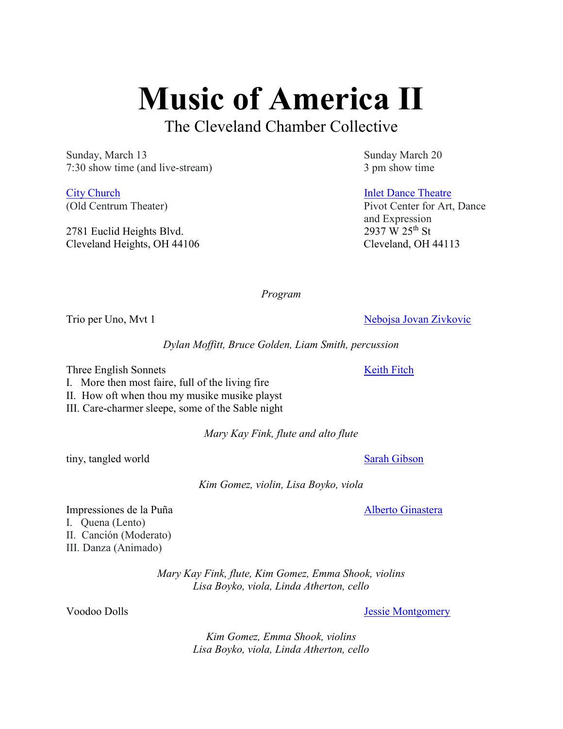# Music of America II

## The Cleveland Chamber Collective

Sunday, March 13
7:30 show time (and live-stream)

[City Church](#)
(Old Centrum Theater)

2781 Euclid Heights Blvd.
Cleveland Heights, OH 44106

Sunday March 20
3 pm show time

[Inlet Dance Theatre](#)
Pivot Center for Art, Dance and Expression
2937 W 25th St
Cleveland, OH 44113

*Program*

Trio per Uno, Mvt 1 — [Nebojsa Jovan Zivkovic](#)

*Dylan Moffitt, Bruce Golden, Liam Smith, percussion*

Three English Sonnets — [Keith Fitch](#)

I. More then most faire, full of the living fire
II. How oft when thou my musike musike playst
III. Care-charmer sleepe, some of the Sable night

*Mary Kay Fink, flute and alto flute*

tiny, tangled world — [Sarah Gibson](#)

*Kim Gomez, violin, Lisa Boyko, viola*

Impressiones de la Puña — [Alberto Ginastera](#)

I. Quena (Lento)
II. Canción (Moderato)
III. Danza (Animado)

*Mary Kay Fink, flute, Kim Gomez, Emma Shook, violins*
*Lisa Boyko, viola, Linda Atherton, cello*

Voodoo Dolls — [Jessie Montgomery](#)

*Kim Gomez, Emma Shook, violins*
*Lisa Boyko, viola, Linda Atherton, cello*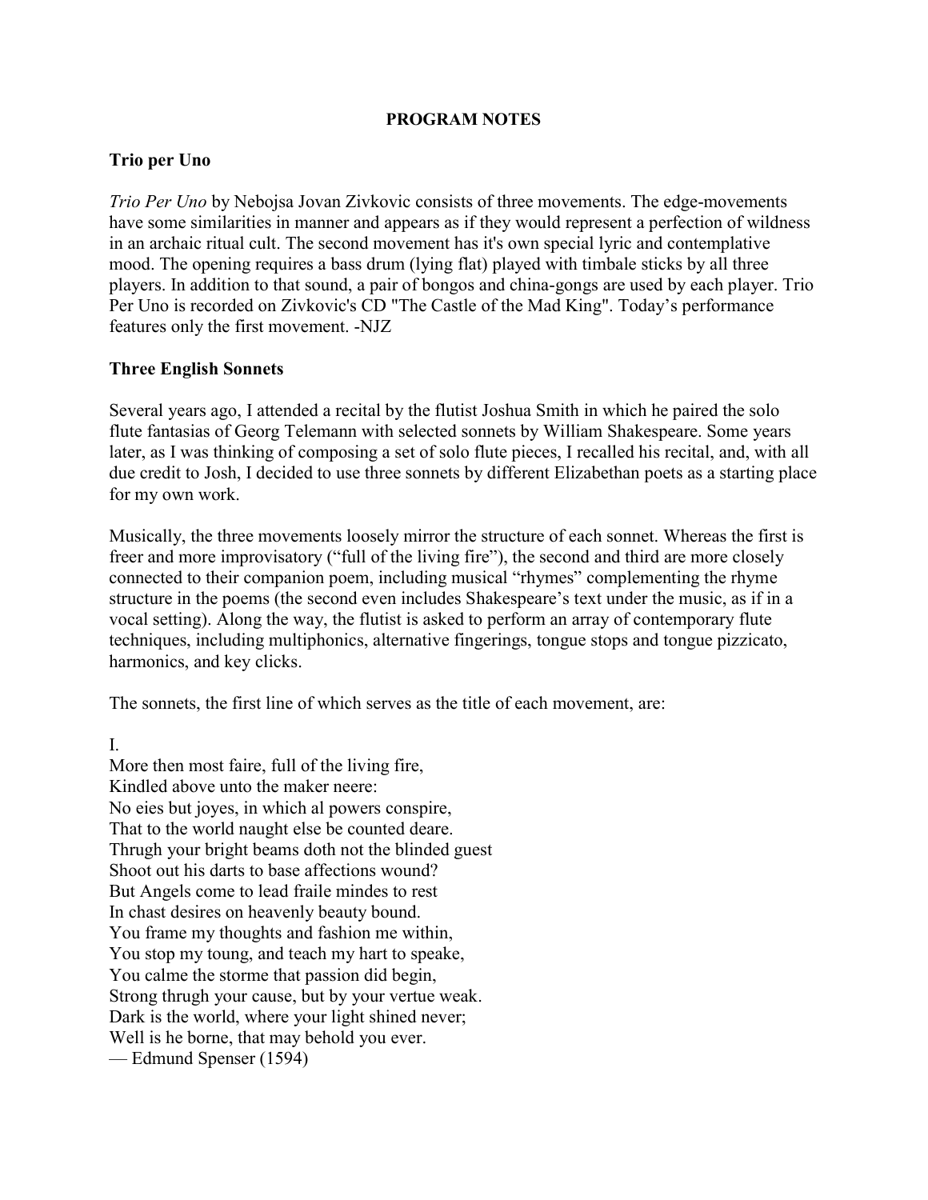## PROGRAM NOTES

### Trio per Uno

*Trio Per Uno* by Nebojsa Jovan Zivkovic consists of three movements. The edge-movements have some similarities in manner and appears as if they would represent a perfection of wildness in an archaic ritual cult. The second movement has it's own special lyric and contemplative mood. The opening requires a bass drum (lying flat) played with timbale sticks by all three players. In addition to that sound, a pair of bongos and china-gongs are used by each player. Trio Per Uno is recorded on Zivkovic's CD "The Castle of the Mad King". Today's performance features only the first movement. -NJZ

### Three English Sonnets

Several years ago, I attended a recital by the flutist Joshua Smith in which he paired the solo flute fantasias of Georg Telemann with selected sonnets by William Shakespeare. Some years later, as I was thinking of composing a set of solo flute pieces, I recalled his recital, and, with all due credit to Josh, I decided to use three sonnets by different Elizabethan poets as a starting place for my own work.

Musically, the three movements loosely mirror the structure of each sonnet. Whereas the first is freer and more improvisatory ("full of the living fire"), the second and third are more closely connected to their companion poem, including musical "rhymes" complementing the rhyme structure in the poems (the second even includes Shakespeare's text under the music, as if in a vocal setting). Along the way, the flutist is asked to perform an array of contemporary flute techniques, including multiphonics, alternative fingerings, tongue stops and tongue pizzicato, harmonics, and key clicks.

The sonnets, the first line of which serves as the title of each movement, are:

I.  
More then most faire, full of the living fire,  
Kindled above unto the maker neere:  
No eies but joyes, in which al powers conspire,  
That to the world naught else be counted deare.  
Thrugh your bright beams doth not the blinded guest  
Shoot out his darts to base affections wound?  
But Angels come to lead fraile mindes to rest  
In chast desires on heavenly beauty bound.  
You frame my thoughts and fashion me within,  
You stop my toung, and teach my hart to speake,  
You calme the storme that passion did begin,  
Strong thrugh your cause, but by your vertue weak.  
Dark is the world, where your light shined never;  
Well is he borne, that may behold you ever.  
— Edmund Spenser (1594)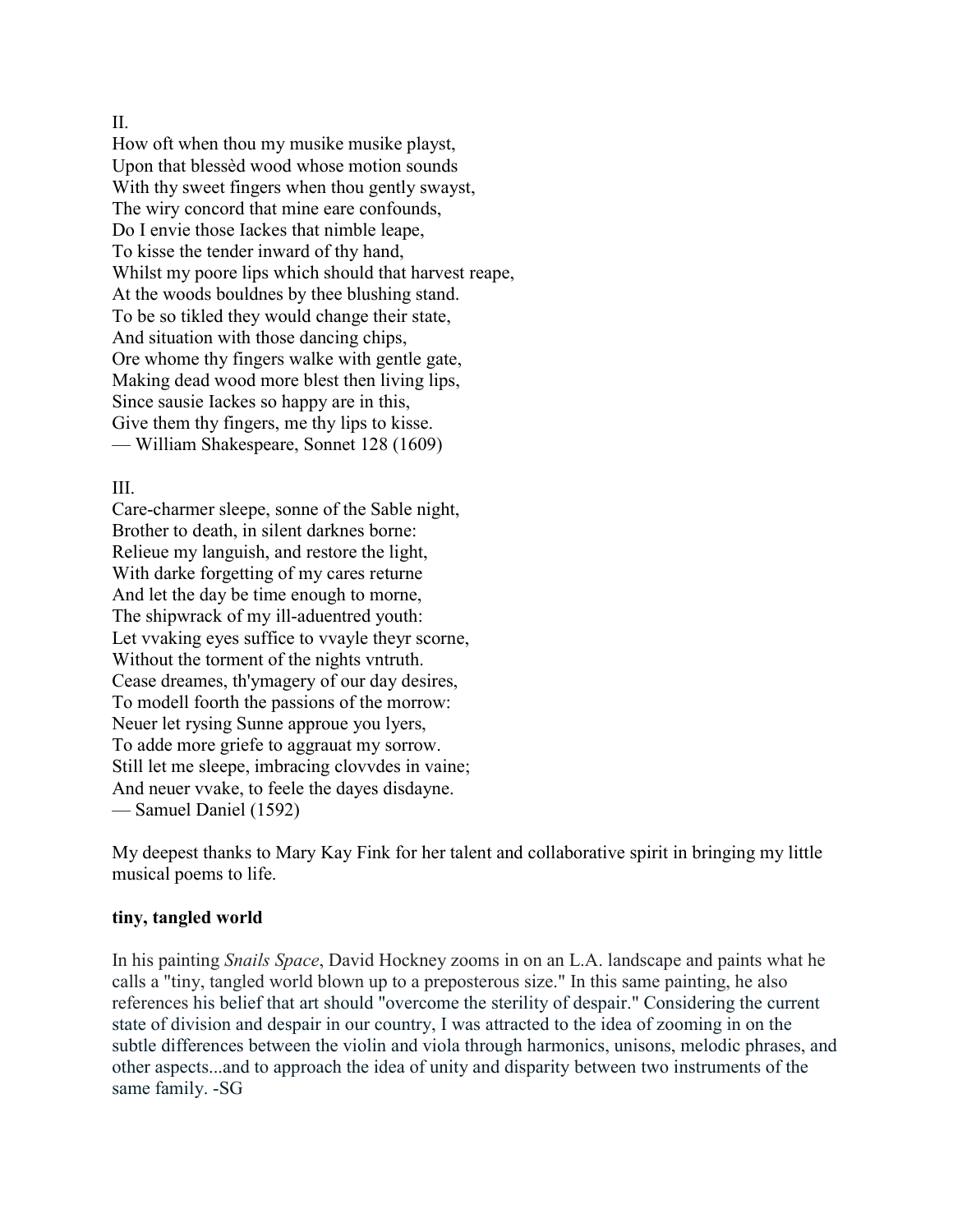II.

How oft when thou my musike musike playst,
Upon that blessèd wood whose motion sounds
With thy sweet fingers when thou gently swayst,
The wiry concord that mine eare confounds,
Do I envie those Iackes that nimble leape,
To kisse the tender inward of thy hand,
Whilst my poore lips which should that harvest reape,
At the woods bouldnes by thee blushing stand.
To be so tikled they would change their state,
And situation with those dancing chips,
Ore whome thy fingers walke with gentle gate,
Making dead wood more blest then living lips,
Since sausie Iackes so happy are in this,
Give them thy fingers, me thy lips to kisse.
— William Shakespeare, Sonnet 128 (1609)

III.

Care-charmer sleepe, sonne of the Sable night,
Brother to death, in silent darknes borne:
Relieue my languish, and restore the light,
With darke forgetting of my cares returne
And let the day be time enough to morne,
The shipwrack of my ill-aduentred youth:
Let vvaking eyes suffice to vvayle theyr scorne,
Without the torment of the nights vntruth.
Cease dreames, th'ymagery of our day desires,
To modell foorth the passions of the morrow:
Neuer let rysing Sunne approue you lyers,
To adde more griefe to aggrauat my sorrow.
Still let me sleepe, imbracing clovvdes in vaine;
And neuer vvake, to feele the dayes disdayne.
— Samuel Daniel (1592)

My deepest thanks to Mary Kay Fink for her talent and collaborative spirit in bringing my little musical poems to life.

**tiny, tangled world**

In his painting *Snails Space*, David Hockney zooms in on an L.A. landscape and paints what he calls a "tiny, tangled world blown up to a preposterous size." In this same painting, he also references his belief that art should "overcome the sterility of despair." Considering the current state of division and despair in our country, I was attracted to the idea of zooming in on the subtle differences between the violin and viola through harmonics, unisons, melodic phrases, and other aspects...and to approach the idea of unity and disparity between two instruments of the same family. -SG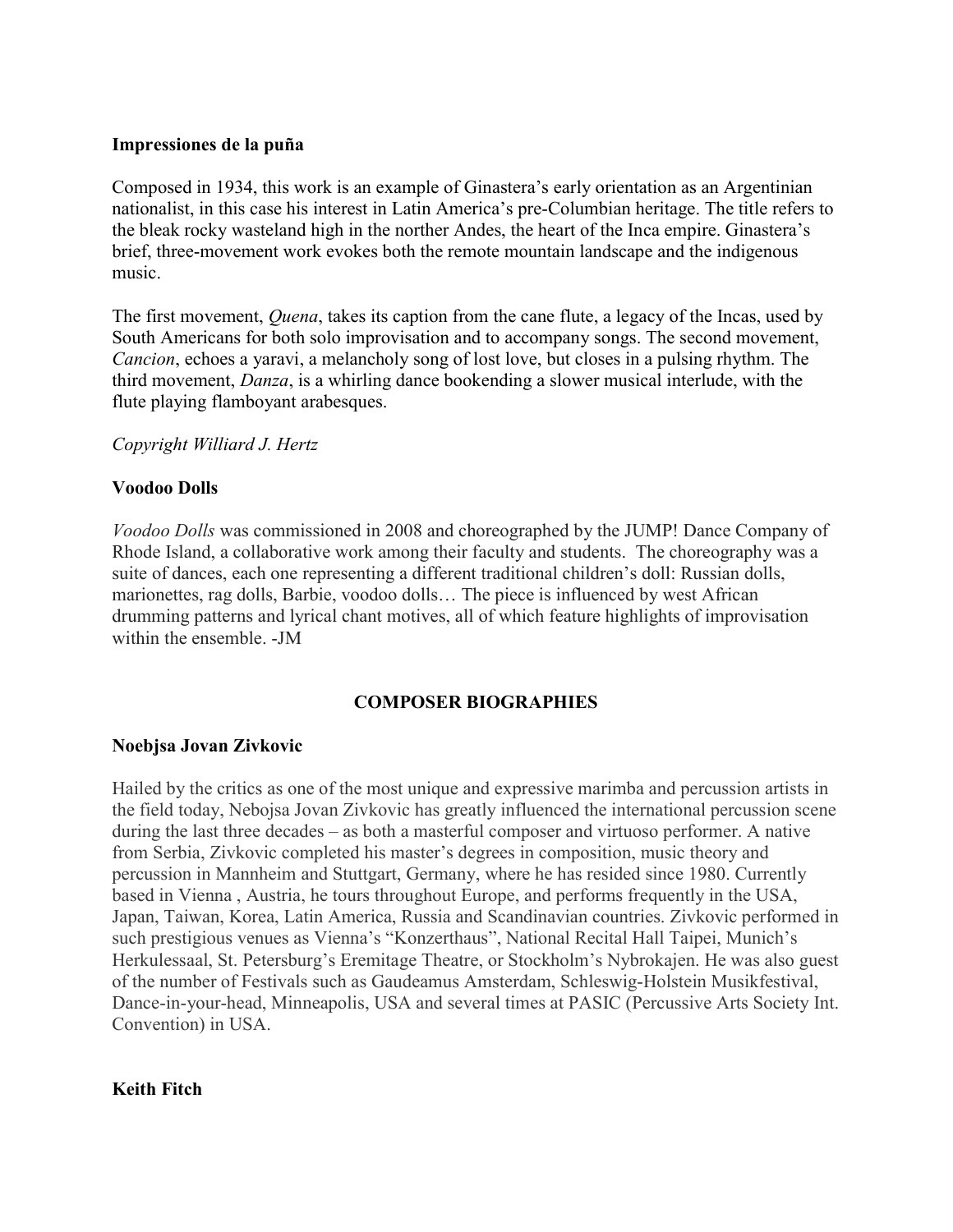**Impressiones de la puña**

Composed in 1934, this work is an example of Ginastera's early orientation as an Argentinian nationalist, in this case his interest in Latin America's pre-Columbian heritage. The title refers to the bleak rocky wasteland high in the norther Andes, the heart of the Inca empire. Ginastera's brief, three-movement work evokes both the remote mountain landscape and the indigenous music.

The first movement, *Quena*, takes its caption from the cane flute, a legacy of the Incas, used by South Americans for both solo improvisation and to accompany songs. The second movement, *Cancion*, echoes a yaravi, a melancholy song of lost love, but closes in a pulsing rhythm. The third movement, *Danza*, is a whirling dance bookending a slower musical interlude, with the flute playing flamboyant arabesques.

*Copyright Williard J. Hertz*

**Voodoo Dolls**

*Voodoo Dolls* was commissioned in 2008 and choreographed by the JUMP! Dance Company of Rhode Island, a collaborative work among their faculty and students. The choreography was a suite of dances, each one representing a different traditional children's doll: Russian dolls, marionettes, rag dolls, Barbie, voodoo dolls… The piece is influenced by west African drumming patterns and lyrical chant motives, all of which feature highlights of improvisation within the ensemble. -JM

## COMPOSER BIOGRAPHIES

**Noebjsa Jovan Zivkovic**

Hailed by the critics as one of the most unique and expressive marimba and percussion artists in the field today, Nebojsa Jovan Zivkovic has greatly influenced the international percussion scene during the last three decades – as both a masterful composer and virtuoso performer. A native from Serbia, Zivkovic completed his master's degrees in composition, music theory and percussion in Mannheim and Stuttgart, Germany, where he has resided since 1980. Currently based in Vienna , Austria, he tours throughout Europe, and performs frequently in the USA, Japan, Taiwan, Korea, Latin America, Russia and Scandinavian countries. Zivkovic performed in such prestigious venues as Vienna's "Konzerthaus", National Recital Hall Taipei, Munich's Herkulessaal, St. Petersburg's Eremitage Theatre, or Stockholm's Nybrokajen. He was also guest of the number of Festivals such as Gaudeamus Amsterdam, Schleswig-Holstein Musikfestival, Dance-in-your-head, Minneapolis, USA and several times at PASIC (Percussive Arts Society Int. Convention) in USA.

**Keith Fitch**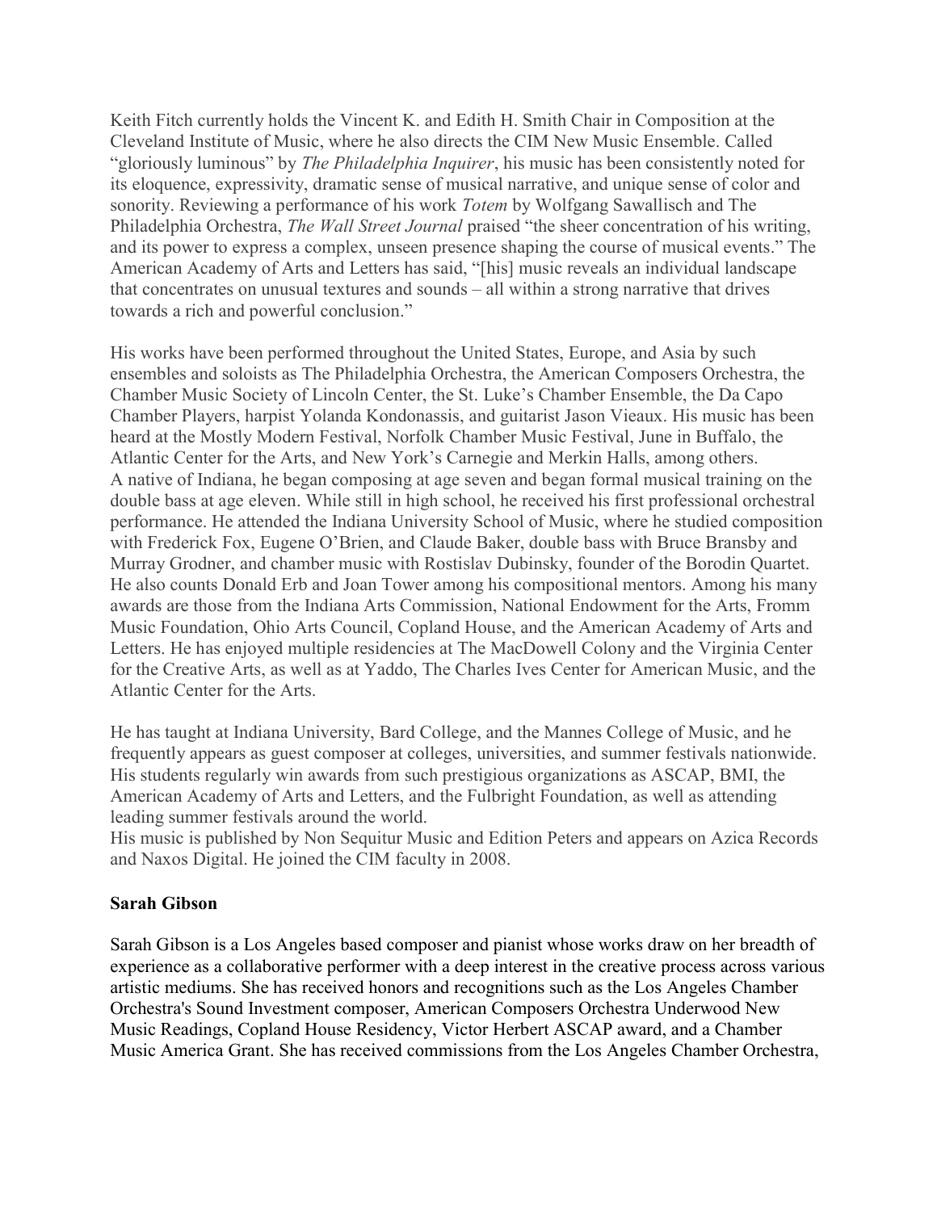Keith Fitch currently holds the Vincent K. and Edith H. Smith Chair in Composition at the Cleveland Institute of Music, where he also directs the CIM New Music Ensemble. Called "gloriously luminous" by *The Philadelphia Inquirer*, his music has been consistently noted for its eloquence, expressivity, dramatic sense of musical narrative, and unique sense of color and sonority. Reviewing a performance of his work *Totem* by Wolfgang Sawallisch and The Philadelphia Orchestra, *The Wall Street Journal* praised "the sheer concentration of his writing, and its power to express a complex, unseen presence shaping the course of musical events." The American Academy of Arts and Letters has said, "[his] music reveals an individual landscape that concentrates on unusual textures and sounds – all within a strong narrative that drives towards a rich and powerful conclusion."

His works have been performed throughout the United States, Europe, and Asia by such ensembles and soloists as The Philadelphia Orchestra, the American Composers Orchestra, the Chamber Music Society of Lincoln Center, the St. Luke's Chamber Ensemble, the Da Capo Chamber Players, harpist Yolanda Kondonassis, and guitarist Jason Vieaux. His music has been heard at the Mostly Modern Festival, Norfolk Chamber Music Festival, June in Buffalo, the Atlantic Center for the Arts, and New York's Carnegie and Merkin Halls, among others.
A native of Indiana, he began composing at age seven and began formal musical training on the double bass at age eleven. While still in high school, he received his first professional orchestral performance. He attended the Indiana University School of Music, where he studied composition with Frederick Fox, Eugene O'Brien, and Claude Baker, double bass with Bruce Bransby and Murray Grodner, and chamber music with Rostislav Dubinsky, founder of the Borodin Quartet. He also counts Donald Erb and Joan Tower among his compositional mentors. Among his many awards are those from the Indiana Arts Commission, National Endowment for the Arts, Fromm Music Foundation, Ohio Arts Council, Copland House, and the American Academy of Arts and Letters. He has enjoyed multiple residencies at The MacDowell Colony and the Virginia Center for the Creative Arts, as well as at Yaddo, The Charles Ives Center for American Music, and the Atlantic Center for the Arts.

He has taught at Indiana University, Bard College, and the Mannes College of Music, and he frequently appears as guest composer at colleges, universities, and summer festivals nationwide. His students regularly win awards from such prestigious organizations as ASCAP, BMI, the American Academy of Arts and Letters, and the Fulbright Foundation, as well as attending leading summer festivals around the world.
His music is published by Non Sequitur Music and Edition Peters and appears on Azica Records and Naxos Digital. He joined the CIM faculty in 2008.

**Sarah Gibson**

Sarah Gibson is a Los Angeles based composer and pianist whose works draw on her breadth of experience as a collaborative performer with a deep interest in the creative process across various artistic mediums. She has received honors and recognitions such as the Los Angeles Chamber Orchestra's Sound Investment composer, American Composers Orchestra Underwood New Music Readings, Copland House Residency, Victor Herbert ASCAP award, and a Chamber Music America Grant. She has received commissions from the Los Angeles Chamber Orchestra,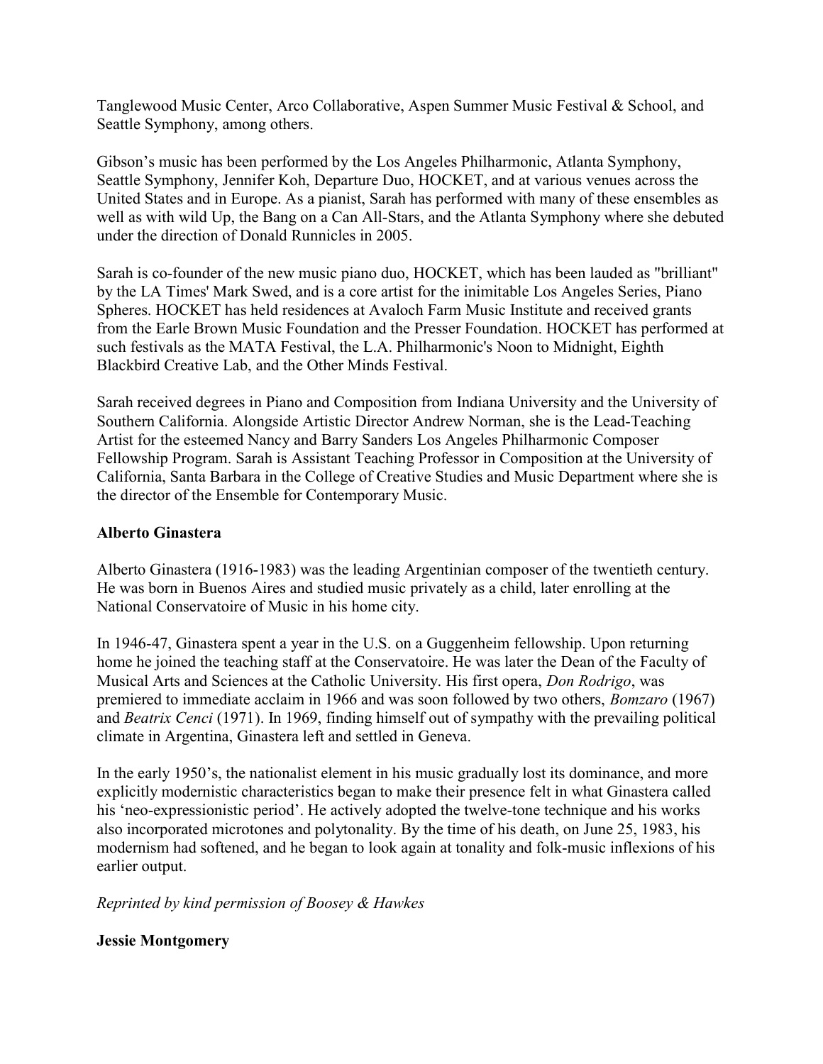Tanglewood Music Center, Arco Collaborative, Aspen Summer Music Festival & School, and Seattle Symphony, among others.

Gibson's music has been performed by the Los Angeles Philharmonic, Atlanta Symphony, Seattle Symphony, Jennifer Koh, Departure Duo, HOCKET, and at various venues across the United States and in Europe. As a pianist, Sarah has performed with many of these ensembles as well as with wild Up, the Bang on a Can All-Stars, and the Atlanta Symphony where she debuted under the direction of Donald Runnicles in 2005.

Sarah is co-founder of the new music piano duo, HOCKET, which has been lauded as "brilliant" by the LA Times' Mark Swed, and is a core artist for the inimitable Los Angeles Series, Piano Spheres. HOCKET has held residences at Avaloch Farm Music Institute and received grants from the Earle Brown Music Foundation and the Presser Foundation. HOCKET has performed at such festivals as the MATA Festival, the L.A. Philharmonic's Noon to Midnight, Eighth Blackbird Creative Lab, and the Other Minds Festival.

Sarah received degrees in Piano and Composition from Indiana University and the University of Southern California. Alongside Artistic Director Andrew Norman, she is the Lead-Teaching Artist for the esteemed Nancy and Barry Sanders Los Angeles Philharmonic Composer Fellowship Program. Sarah is Assistant Teaching Professor in Composition at the University of California, Santa Barbara in the College of Creative Studies and Music Department where she is the director of the Ensemble for Contemporary Music.

**Alberto Ginastera**

Alberto Ginastera (1916-1983) was the leading Argentinian composer of the twentieth century. He was born in Buenos Aires and studied music privately as a child, later enrolling at the National Conservatoire of Music in his home city.

In 1946-47, Ginastera spent a year in the U.S. on a Guggenheim fellowship. Upon returning home he joined the teaching staff at the Conservatoire. He was later the Dean of the Faculty of Musical Arts and Sciences at the Catholic University. His first opera, *Don Rodrigo*, was premiered to immediate acclaim in 1966 and was soon followed by two others, *Bomzaro* (1967) and *Beatrix Cenci* (1971). In 1969, finding himself out of sympathy with the prevailing political climate in Argentina, Ginastera left and settled in Geneva.

In the early 1950's, the nationalist element in his music gradually lost its dominance, and more explicitly modernistic characteristics began to make their presence felt in what Ginastera called his 'neo-expressionistic period'. He actively adopted the twelve-tone technique and his works also incorporated microtones and polytonality. By the time of his death, on June 25, 1983, his modernism had softened, and he began to look again at tonality and folk-music inflexions of his earlier output.

*Reprinted by kind permission of Boosey & Hawkes*

**Jessie Montgomery**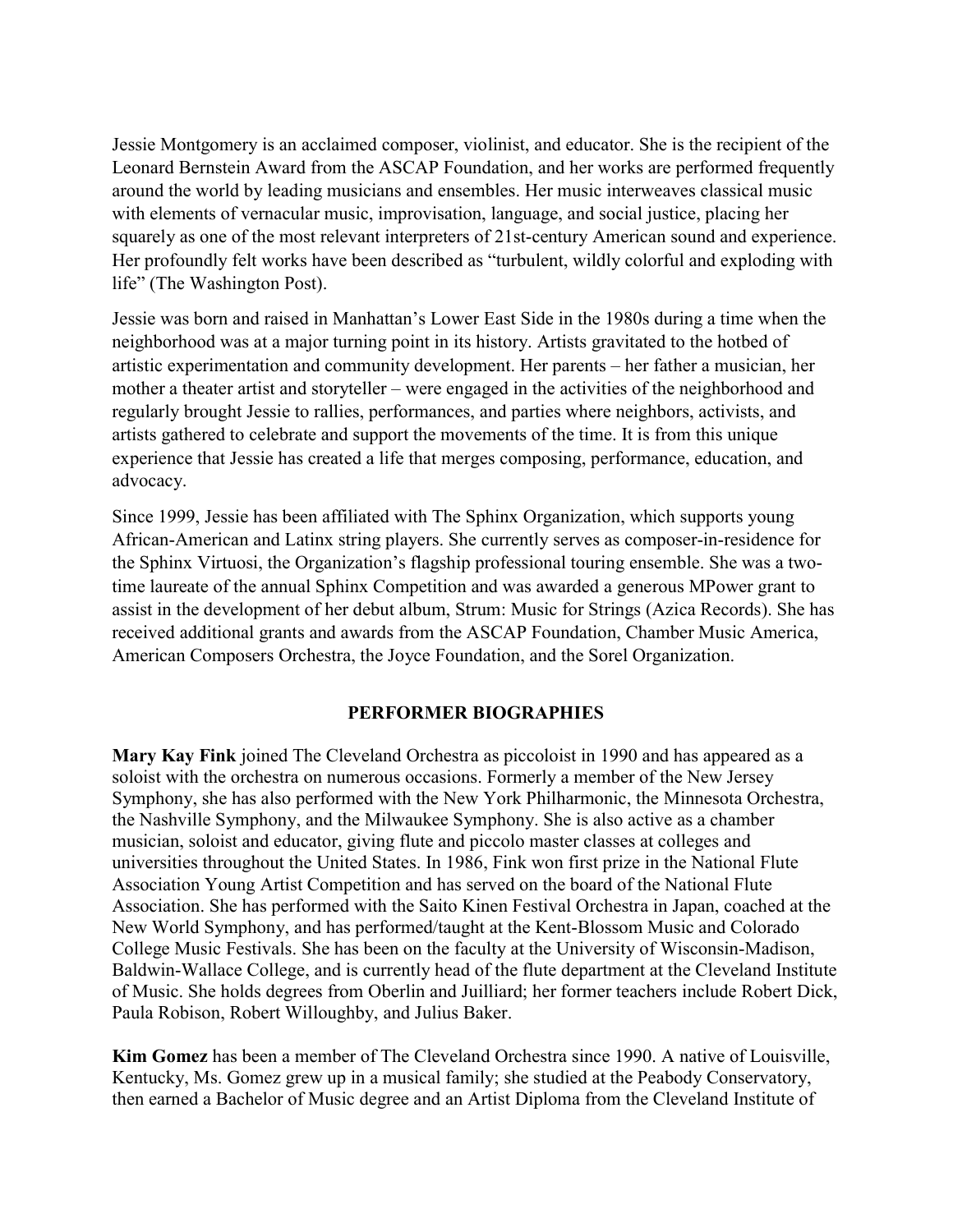Jessie Montgomery is an acclaimed composer, violinist, and educator. She is the recipient of the Leonard Bernstein Award from the ASCAP Foundation, and her works are performed frequently around the world by leading musicians and ensembles. Her music interweaves classical music with elements of vernacular music, improvisation, language, and social justice, placing her squarely as one of the most relevant interpreters of 21st-century American sound and experience. Her profoundly felt works have been described as "turbulent, wildly colorful and exploding with life" (The Washington Post).

Jessie was born and raised in Manhattan's Lower East Side in the 1980s during a time when the neighborhood was at a major turning point in its history. Artists gravitated to the hotbed of artistic experimentation and community development. Her parents – her father a musician, her mother a theater artist and storyteller – were engaged in the activities of the neighborhood and regularly brought Jessie to rallies, performances, and parties where neighbors, activists, and artists gathered to celebrate and support the movements of the time. It is from this unique experience that Jessie has created a life that merges composing, performance, education, and advocacy.

Since 1999, Jessie has been affiliated with The Sphinx Organization, which supports young African-American and Latinx string players. She currently serves as composer-in-residence for the Sphinx Virtuosi, the Organization's flagship professional touring ensemble. She was a two-time laureate of the annual Sphinx Competition and was awarded a generous MPower grant to assist in the development of her debut album, Strum: Music for Strings (Azica Records). She has received additional grants and awards from the ASCAP Foundation, Chamber Music America, American Composers Orchestra, the Joyce Foundation, and the Sorel Organization.

## PERFORMER BIOGRAPHIES

**Mary Kay Fink** joined The Cleveland Orchestra as piccoloist in 1990 and has appeared as a soloist with the orchestra on numerous occasions. Formerly a member of the New Jersey Symphony, she has also performed with the New York Philharmonic, the Minnesota Orchestra, the Nashville Symphony, and the Milwaukee Symphony. She is also active as a chamber musician, soloist and educator, giving flute and piccolo master classes at colleges and universities throughout the United States. In 1986, Fink won first prize in the National Flute Association Young Artist Competition and has served on the board of the National Flute Association. She has performed with the Saito Kinen Festival Orchestra in Japan, coached at the New World Symphony, and has performed/taught at the Kent-Blossom Music and Colorado College Music Festivals. She has been on the faculty at the University of Wisconsin-Madison, Baldwin-Wallace College, and is currently head of the flute department at the Cleveland Institute of Music. She holds degrees from Oberlin and Juilliard; her former teachers include Robert Dick, Paula Robison, Robert Willoughby, and Julius Baker.

**Kim Gomez** has been a member of The Cleveland Orchestra since 1990. A native of Louisville, Kentucky, Ms. Gomez grew up in a musical family; she studied at the Peabody Conservatory, then earned a Bachelor of Music degree and an Artist Diploma from the Cleveland Institute of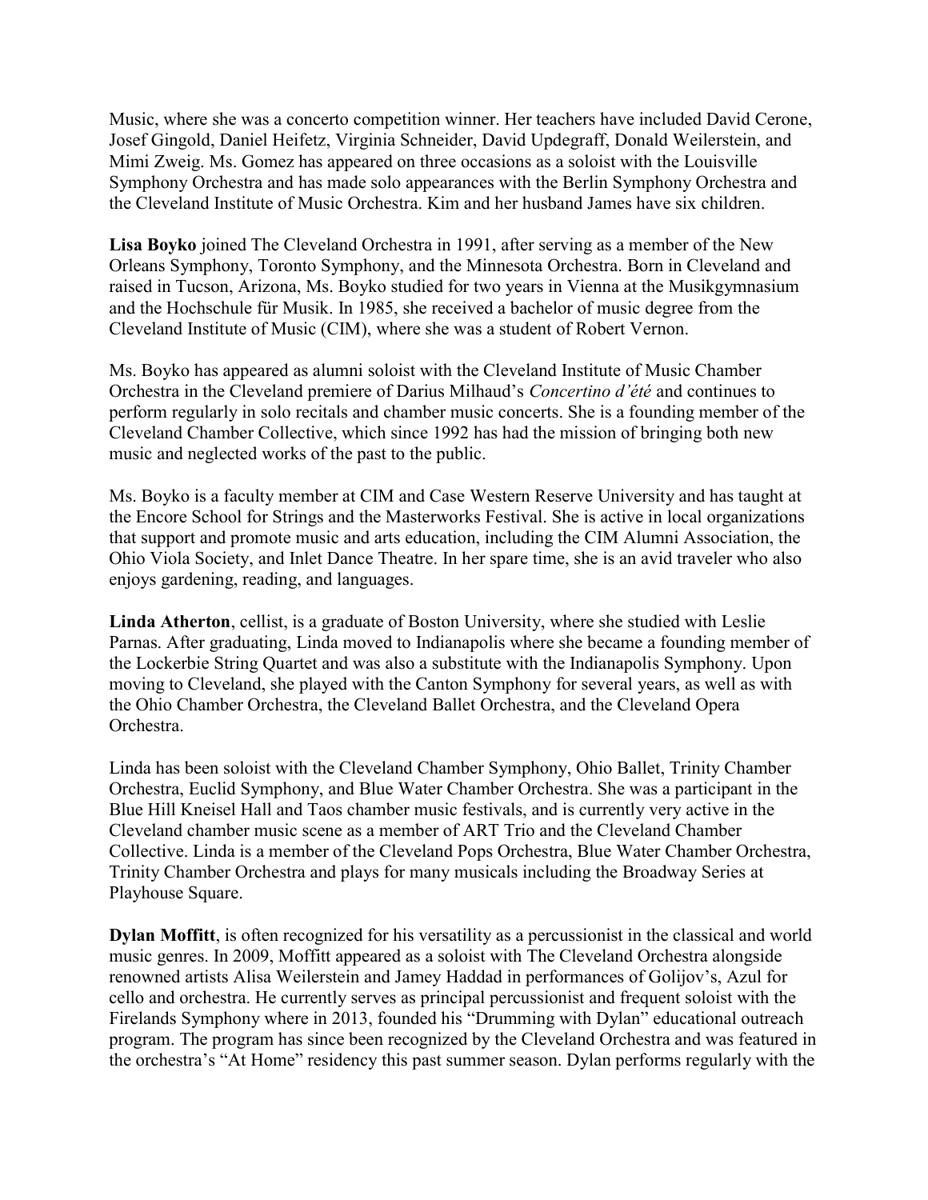Music, where she was a concerto competition winner. Her teachers have included David Cerone, Josef Gingold, Daniel Heifetz, Virginia Schneider, David Updegraff, Donald Weilerstein, and Mimi Zweig. Ms. Gomez has appeared on three occasions as a soloist with the Louisville Symphony Orchestra and has made solo appearances with the Berlin Symphony Orchestra and the Cleveland Institute of Music Orchestra. Kim and her husband James have six children.

**Lisa Boyko** joined The Cleveland Orchestra in 1991, after serving as a member of the New Orleans Symphony, Toronto Symphony, and the Minnesota Orchestra. Born in Cleveland and raised in Tucson, Arizona, Ms. Boyko studied for two years in Vienna at the Musikgymnasium and the Hochschule für Musik. In 1985, she received a bachelor of music degree from the Cleveland Institute of Music (CIM), where she was a student of Robert Vernon.

Ms. Boyko has appeared as alumni soloist with the Cleveland Institute of Music Chamber Orchestra in the Cleveland premiere of Darius Milhaud's *Concertino d'été* and continues to perform regularly in solo recitals and chamber music concerts. She is a founding member of the Cleveland Chamber Collective, which since 1992 has had the mission of bringing both new music and neglected works of the past to the public.

Ms. Boyko is a faculty member at CIM and Case Western Reserve University and has taught at the Encore School for Strings and the Masterworks Festival. She is active in local organizations that support and promote music and arts education, including the CIM Alumni Association, the Ohio Viola Society, and Inlet Dance Theatre. In her spare time, she is an avid traveler who also enjoys gardening, reading, and languages.

**Linda Atherton**, cellist, is a graduate of Boston University, where she studied with Leslie Parnas. After graduating, Linda moved to Indianapolis where she became a founding member of the Lockerbie String Quartet and was also a substitute with the Indianapolis Symphony. Upon moving to Cleveland, she played with the Canton Symphony for several years, as well as with the Ohio Chamber Orchestra, the Cleveland Ballet Orchestra, and the Cleveland Opera Orchestra.

Linda has been soloist with the Cleveland Chamber Symphony, Ohio Ballet, Trinity Chamber Orchestra, Euclid Symphony, and Blue Water Chamber Orchestra. She was a participant in the Blue Hill Kneisel Hall and Taos chamber music festivals, and is currently very active in the Cleveland chamber music scene as a member of ART Trio and the Cleveland Chamber Collective. Linda is a member of the Cleveland Pops Orchestra, Blue Water Chamber Orchestra, Trinity Chamber Orchestra and plays for many musicals including the Broadway Series at Playhouse Square.

**Dylan Moffitt**, is often recognized for his versatility as a percussionist in the classical and world music genres. In 2009, Moffitt appeared as a soloist with The Cleveland Orchestra alongside renowned artists Alisa Weilerstein and Jamey Haddad in performances of Golijov's, Azul for cello and orchestra. He currently serves as principal percussionist and frequent soloist with the Firelands Symphony where in 2013, founded his "Drumming with Dylan" educational outreach program. The program has since been recognized by the Cleveland Orchestra and was featured in the orchestra's "At Home" residency this past summer season. Dylan performs regularly with the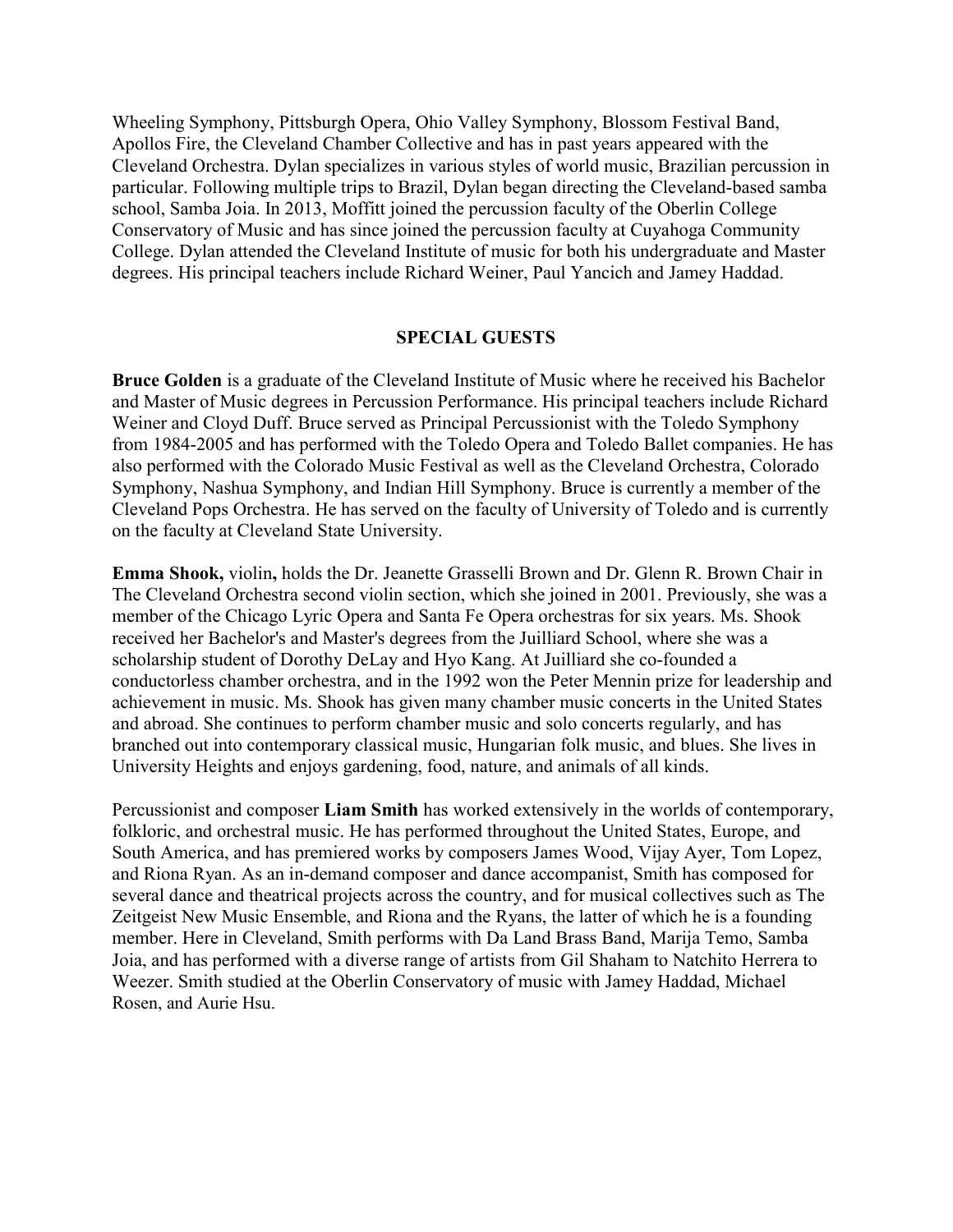Wheeling Symphony, Pittsburgh Opera, Ohio Valley Symphony, Blossom Festival Band, Apollos Fire, the Cleveland Chamber Collective and has in past years appeared with the Cleveland Orchestra. Dylan specializes in various styles of world music, Brazilian percussion in particular. Following multiple trips to Brazil, Dylan began directing the Cleveland-based samba school, Samba Joia. In 2013, Moffitt joined the percussion faculty of the Oberlin College Conservatory of Music and has since joined the percussion faculty at Cuyahoga Community College. Dylan attended the Cleveland Institute of music for both his undergraduate and Master degrees. His principal teachers include Richard Weiner, Paul Yancich and Jamey Haddad.

## SPECIAL GUESTS

**Bruce Golden** is a graduate of the Cleveland Institute of Music where he received his Bachelor and Master of Music degrees in Percussion Performance. His principal teachers include Richard Weiner and Cloyd Duff. Bruce served as Principal Percussionist with the Toledo Symphony from 1984-2005 and has performed with the Toledo Opera and Toledo Ballet companies. He has also performed with the Colorado Music Festival as well as the Cleveland Orchestra, Colorado Symphony, Nashua Symphony, and Indian Hill Symphony. Bruce is currently a member of the Cleveland Pops Orchestra. He has served on the faculty of University of Toledo and is currently on the faculty at Cleveland State University.

**Emma Shook,** violin**,** holds the Dr. Jeanette Grasselli Brown and Dr. Glenn R. Brown Chair in The Cleveland Orchestra second violin section, which she joined in 2001. Previously, she was a member of the Chicago Lyric Opera and Santa Fe Opera orchestras for six years. Ms. Shook received her Bachelor's and Master's degrees from the Juilliard School, where she was a scholarship student of Dorothy DeLay and Hyo Kang. At Juilliard she co-founded a conductorless chamber orchestra, and in the 1992 won the Peter Mennin prize for leadership and achievement in music. Ms. Shook has given many chamber music concerts in the United States and abroad. She continues to perform chamber music and solo concerts regularly, and has branched out into contemporary classical music, Hungarian folk music, and blues. She lives in University Heights and enjoys gardening, food, nature, and animals of all kinds.

Percussionist and composer **Liam Smith** has worked extensively in the worlds of contemporary, folkloric, and orchestral music. He has performed throughout the United States, Europe, and South America, and has premiered works by composers James Wood, Vijay Ayer, Tom Lopez, and Riona Ryan. As an in-demand composer and dance accompanist, Smith has composed for several dance and theatrical projects across the country, and for musical collectives such as The Zeitgeist New Music Ensemble, and Riona and the Ryans, the latter of which he is a founding member. Here in Cleveland, Smith performs with Da Land Brass Band, Marija Temo, Samba Joia, and has performed with a diverse range of artists from Gil Shaham to Natchito Herrera to Weezer. Smith studied at the Oberlin Conservatory of music with Jamey Haddad, Michael Rosen, and Aurie Hsu.